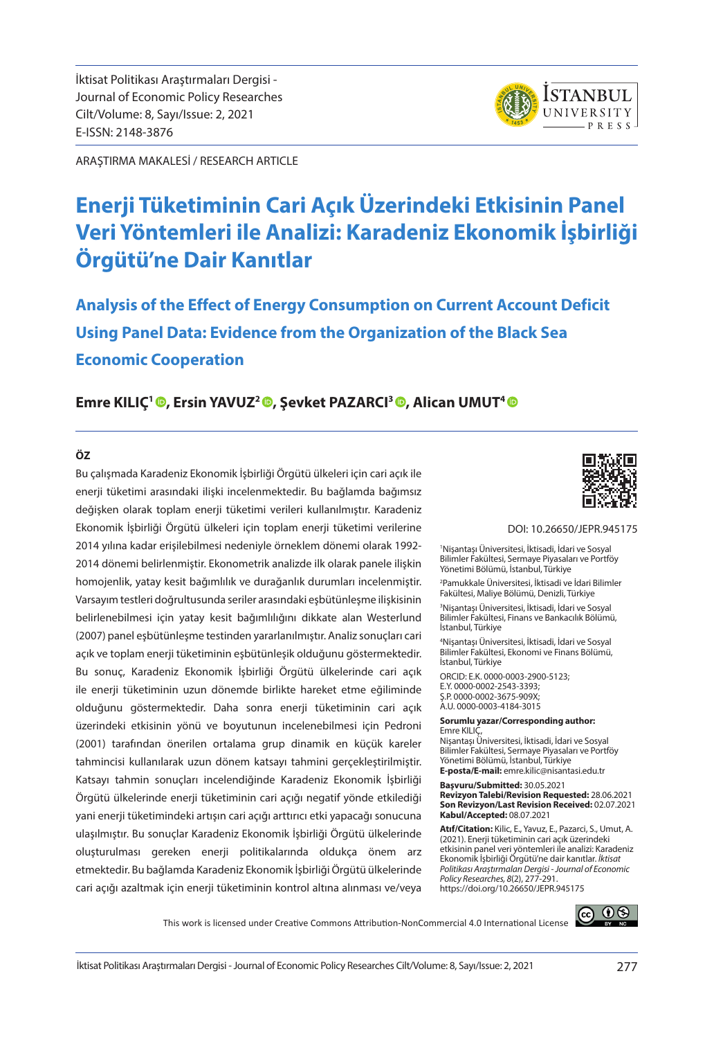İktisat Politikası Araştırmaları Dergisi - Journal of Economic Policy Researches
Cilt/Volume: 8, Sayı/Issue: 2, 2021
E-ISSN: 2148-3876

ARAŞTIRMA MAKALESİ / RESEARCH ARTICLE

# Enerji Tüketiminin Cari Açık Üzerindeki Etkisinin Panel Veri Yöntemleri ile Analizi: Karadeniz Ekonomik İşbirliği Örgütü'ne Dair Kanıtlar

## Analysis of the Effect of Energy Consumption on Current Account Deficit Using Panel Data: Evidence from the Organization of the Black Sea Economic Cooperation

**Emre KILIÇ[1], Ersin YAVUZ[2], Şevket PAZARCI[3], Alican UMUT[4]**

### ÖZ

Bu çalışmada Karadeniz Ekonomik İşbirliği Örgütü ülkeleri için cari açık ile enerji tüketimi arasındaki ilişki incelenmektedir. Bu bağlamda bağımsız değişken olarak toplam enerji tüketimi verileri kullanılmıştır. Karadeniz Ekonomik İşbirliği Örgütü için toplam enerji tüketimi verilerine 2014 yılına kadar erişilebilmesi nedeniyle örneklem dönemi olarak 1992-2014 dönemi belirlenmiştir. Ekonometrik analizde ilk olarak panele ilişkin homojenlik, yatay kesit bağımlılık ve durağanlık durumları incelenmiştir. Varsayım testleri doğrultusunda seriler arasındaki eşbütünleşme ilişkisinin belirlenebilmesi için yatay kesit bağımlılığını dikkate alan Westerlund (2007) panel eşbütünleşme testinden yararlanılmıştır. Analiz sonuçları cari açık ve toplam enerji tüketiminin eşbütünleşik olduğunu göstermektedir. Bu sonuç, Karadeniz Ekonomik İşbirliği Örgütü ülkelerinde cari açık ile enerji tüketiminin uzun dönemde birlikte hareket etme eğiliminde olduğunu göstermektedir. Daha sonra enerji tüketiminin cari açık üzerindeki etkisinin yönü ve boyutunun incelenebilmesi için Pedroni (2001) tarafından önerilen ortalama grup dinamik en küçük kareler tahmincisi kullanılarak uzun dönem katsayı tahmini gerçekleştirilmiştir. Katsayı tahmin sonuçları incelendiğinde Karadeniz Ekonomik İşbirliği Örgütü ülkelerinde enerji tüketiminin cari açığı negatif yönde etkilediği yani enerji tüketimindeki artışın cari açığı arttırıcı etki yapacağı sonucuna ulaşılmıştır. Bu sonuçlar Karadeniz Ekonomik İşbirliği Örgütü ülkelerinde oluşturulması gereken enerji politikalarında oldukça önem arz etmektedir. Bu bağlamda Karadeniz Ekonomik İşbirliği Örgütü ülkelerinde cari açığı azaltmak için enerji tüketiminin kontrol altına alınması ve/veya

DOI: 10.26650/JEPR.945175

[1]Nişantaşı Üniversitesi, İktisadi, İdari ve Sosyal Bilimler Fakültesi, Sermaye Piyasaları ve Portföy Yönetimi Bölümü, İstanbul, Türkiye

[2]Pamukkale Üniversitesi, İktisadi ve İdari Bilimler Fakültesi, Maliye Bölümü, Denizli, Türkiye

[3]Nişantaşı Üniversitesi, İktisadi, İdari ve Sosyal Bilimler Fakültesi, Finans ve Bankacılık Bölümü, İstanbul, Türkiye

[4]Nişantaşı Üniversitesi, İktisadi, İdari ve Sosyal Bilimler Fakültesi, Ekonomi ve Finans Bölümü, İstanbul, Türkiye

ORCID: E.K. 0000-0003-2900-5123; E.Y. 0000-0002-2543-3393; Ş.P. 0000-0002-3675-909X; A.U. 0000-0003-4184-3015

**Sorumlu yazar/Corresponding author:** Emre KILIÇ, Nişantaşı Üniversitesi, İktisadi, İdari ve Sosyal Bilimler Fakültesi, Sermaye Piyasaları ve Portföy Yönetimi Bölümü, İstanbul, Türkiye
**E-posta/E-mail:** emre.kilic@nisantasi.edu.tr

**Başvuru/Submitted:** 30.05.2021
**Revizyon Talebi/Revision Requested:** 28.06.2021
**Son Revizyon/Last Revision Received:** 02.07.2021
**Kabul/Accepted:** 08.07.2021

**Atıf/Citation:** Kilic, E., Yavuz, E., Pazarci, S., Umut, A. (2021). Enerji tüketiminin cari açık üzerindeki etkisinin panel veri yöntemleri ile analizi: Karadeniz Ekonomik İşbirliği Örgütü'ne dair kanıtlar. *İktisat Politikası Araştırmaları Dergisi - Journal of Economic Policy Researches, 8*(2), 277-291. https://doi.org/10.26650/JEPR.945175

This work is licensed under Creative Commons Attribution-NonCommercial 4.0 International License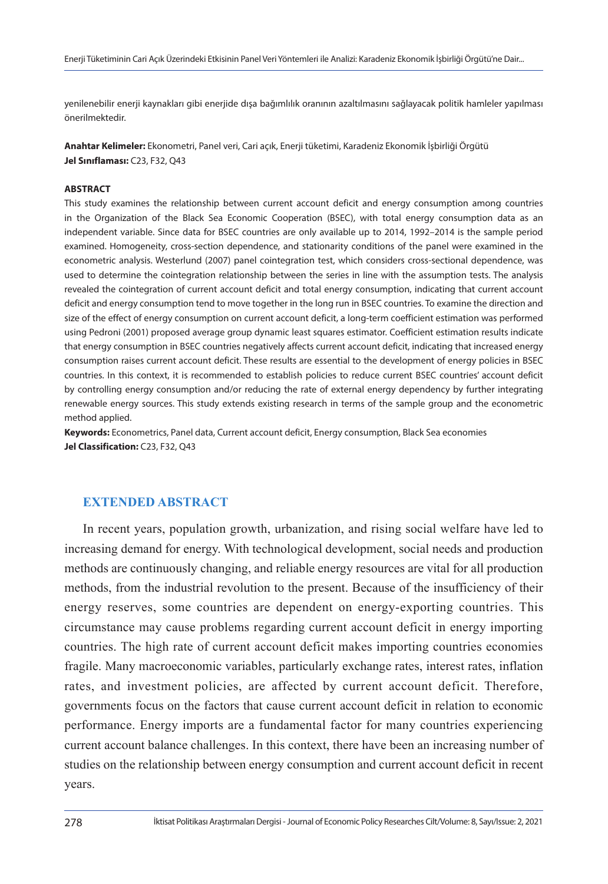yenilenebilir enerji kaynakları gibi enerjide dışa bağımlılık oranının azaltılmasını sağlayacak politik hamleler yapılması önerilmektedir.

**Anahtar Kelimeler:** Ekonometri, Panel veri, Cari açık, Enerji tüketimi, Karadeniz Ekonomik İşbirliği Örgütü
**Jel Sınıflaması:** C23, F32, Q43

**ABSTRACT**

This study examines the relationship between current account deficit and energy consumption among countries in the Organization of the Black Sea Economic Cooperation (BSEC), with total energy consumption data as an independent variable. Since data for BSEC countries are only available up to 2014, 1992–2014 is the sample period examined. Homogeneity, cross-section dependence, and stationarity conditions of the panel were examined in the econometric analysis. Westerlund (2007) panel cointegration test, which considers cross-sectional dependence, was used to determine the cointegration relationship between the series in line with the assumption tests. The analysis revealed the cointegration of current account deficit and total energy consumption, indicating that current account deficit and energy consumption tend to move together in the long run in BSEC countries. To examine the direction and size of the effect of energy consumption on current account deficit, a long-term coefficient estimation was performed using Pedroni (2001) proposed average group dynamic least squares estimator. Coefficient estimation results indicate that energy consumption in BSEC countries negatively affects current account deficit, indicating that increased energy consumption raises current account deficit. These results are essential to the development of energy policies in BSEC countries. In this context, it is recommended to establish policies to reduce current BSEC countries' account deficit by controlling energy consumption and/or reducing the rate of external energy dependency by further integrating renewable energy sources. This study extends existing research in terms of the sample group and the econometric method applied.

**Keywords:** Econometrics, Panel data, Current account deficit, Energy consumption, Black Sea economies
**Jel Classification:** C23, F32, Q43

## EXTENDED ABSTRACT

In recent years, population growth, urbanization, and rising social welfare have led to increasing demand for energy. With technological development, social needs and production methods are continuously changing, and reliable energy resources are vital for all production methods, from the industrial revolution to the present. Because of the insufficiency of their energy reserves, some countries are dependent on energy-exporting countries. This circumstance may cause problems regarding current account deficit in energy importing countries. The high rate of current account deficit makes importing countries economies fragile. Many macroeconomic variables, particularly exchange rates, interest rates, inflation rates, and investment policies, are affected by current account deficit. Therefore, governments focus on the factors that cause current account deficit in relation to economic performance. Energy imports are a fundamental factor for many countries experiencing current account balance challenges. In this context, there have been an increasing number of studies on the relationship between energy consumption and current account deficit in recent years.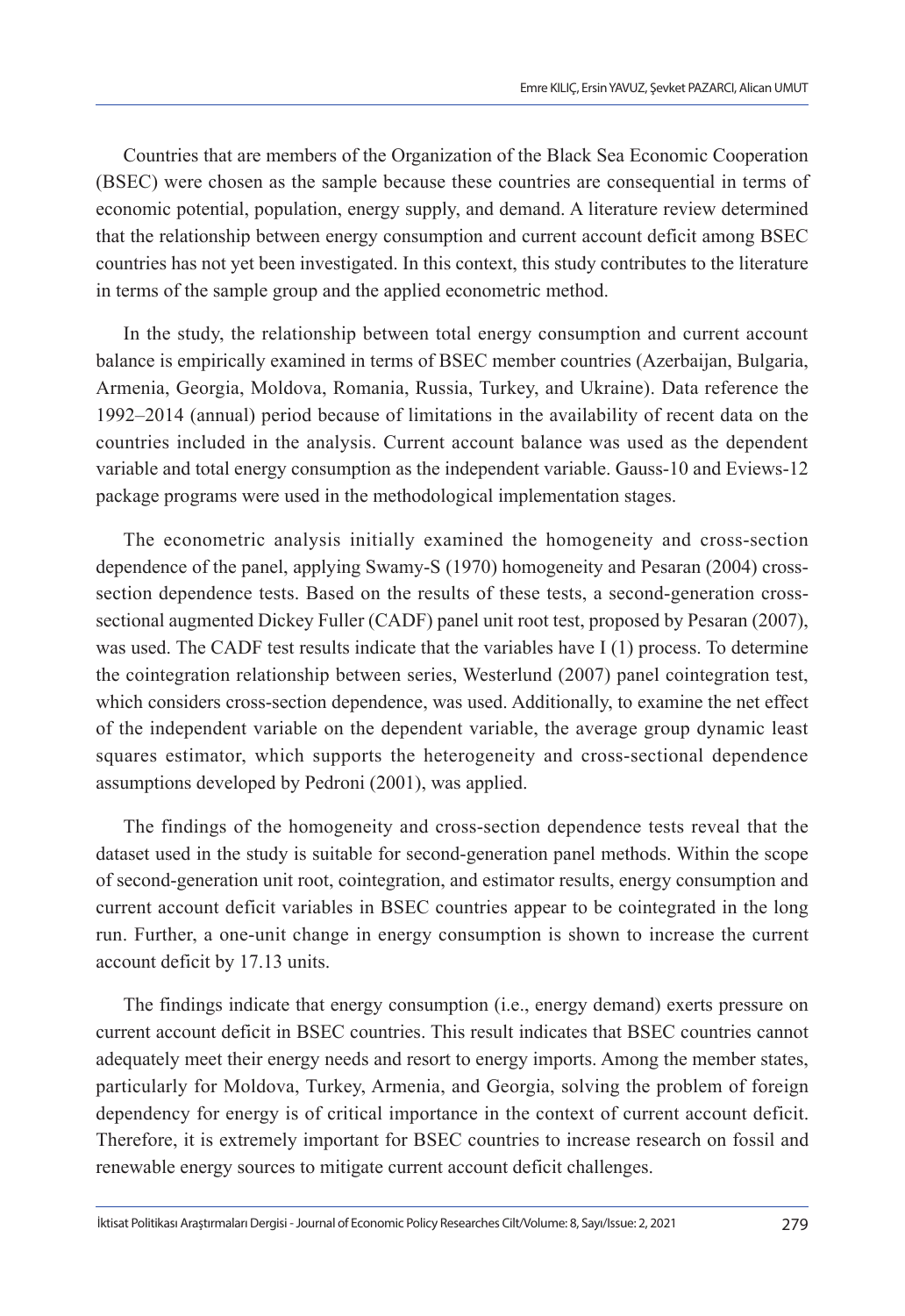Countries that are members of the Organization of the Black Sea Economic Cooperation (BSEC) were chosen as the sample because these countries are consequential in terms of economic potential, population, energy supply, and demand. A literature review determined that the relationship between energy consumption and current account deficit among BSEC countries has not yet been investigated. In this context, this study contributes to the literature in terms of the sample group and the applied econometric method.

In the study, the relationship between total energy consumption and current account balance is empirically examined in terms of BSEC member countries (Azerbaijan, Bulgaria, Armenia, Georgia, Moldova, Romania, Russia, Turkey, and Ukraine). Data reference the 1992–2014 (annual) period because of limitations in the availability of recent data on the countries included in the analysis. Current account balance was used as the dependent variable and total energy consumption as the independent variable. Gauss-10 and Eviews-12 package programs were used in the methodological implementation stages.

The econometric analysis initially examined the homogeneity and cross-section dependence of the panel, applying Swamy-S (1970) homogeneity and Pesaran (2004) cross-section dependence tests. Based on the results of these tests, a second-generation cross-sectional augmented Dickey Fuller (CADF) panel unit root test, proposed by Pesaran (2007), was used. The CADF test results indicate that the variables have I (1) process. To determine the cointegration relationship between series, Westerlund (2007) panel cointegration test, which considers cross-section dependence, was used. Additionally, to examine the net effect of the independent variable on the dependent variable, the average group dynamic least squares estimator, which supports the heterogeneity and cross-sectional dependence assumptions developed by Pedroni (2001), was applied.

The findings of the homogeneity and cross-section dependence tests reveal that the dataset used in the study is suitable for second-generation panel methods. Within the scope of second-generation unit root, cointegration, and estimator results, energy consumption and current account deficit variables in BSEC countries appear to be cointegrated in the long run. Further, a one-unit change in energy consumption is shown to increase the current account deficit by 17.13 units.

The findings indicate that energy consumption (i.e., energy demand) exerts pressure on current account deficit in BSEC countries. This result indicates that BSEC countries cannot adequately meet their energy needs and resort to energy imports. Among the member states, particularly for Moldova, Turkey, Armenia, and Georgia, solving the problem of foreign dependency for energy is of critical importance in the context of current account deficit. Therefore, it is extremely important for BSEC countries to increase research on fossil and renewable energy sources to mitigate current account deficit challenges.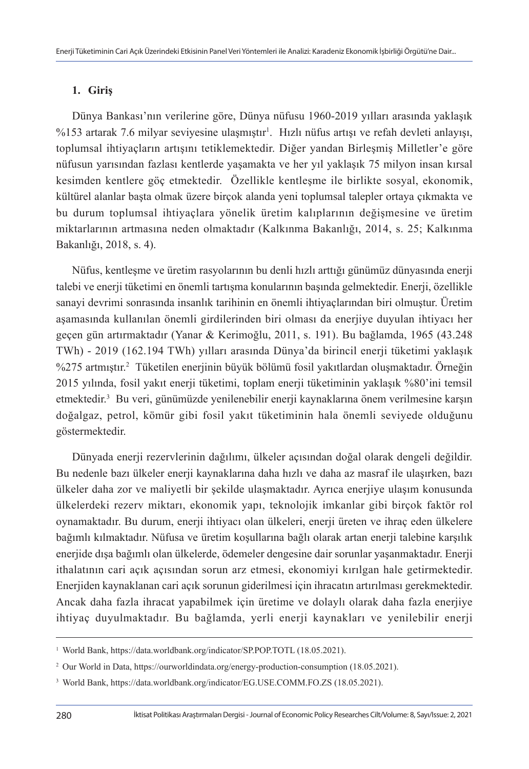## 1. Giriş

Dünya Bankası'nın verilerine göre, Dünya nüfusu 1960-2019 yılları arasında yaklaşık %153 artarak 7.6 milyar seviyesine ulaşmıştır[1]. Hızlı nüfus artışı ve refah devleti anlayışı, toplumsal ihtiyaçların artışını tetiklemektedir. Diğer yandan Birleşmiş Milletler'e göre nüfusun yarısından fazlası kentlerde yaşamakta ve her yıl yaklaşık 75 milyon insan kırsal kesimden kentlere göç etmektedir. Özellikle kentleşme ile birlikte sosyal, ekonomik, kültürel alanlar başta olmak üzere birçok alanda yeni toplumsal talepler ortaya çıkmakta ve bu durum toplumsal ihtiyaçlara yönelik üretim kalıplarının değişmesine ve üretim miktarlarının artmasına neden olmaktadır (Kalkınma Bakanlığı, 2014, s. 25; Kalkınma Bakanlığı, 2018, s. 4).

Nüfus, kentleşme ve üretim rasyolarının bu denli hızlı arttığı günümüz dünyasında enerji talebi ve enerji tüketimi en önemli tartışma konularının başında gelmektedir. Enerji, özellikle sanayi devrimi sonrasında insanlık tarihinin en önemli ihtiyaçlarından biri olmuştur. Üretim aşamasında kullanılan önemli girdilerinden biri olması da enerjiye duyulan ihtiyacı her geçen gün artırmaktadır (Yanar & Kerimoğlu, 2011, s. 191). Bu bağlamda, 1965 (43.248 TWh) - 2019 (162.194 TWh) yılları arasında Dünya'da birincil enerji tüketimi yaklaşık %275 artmıştır.[2] Tüketilen enerjinin büyük bölümü fosil yakıtlardan oluşmaktadır. Örneğin 2015 yılında, fosil yakıt enerji tüketimi, toplam enerji tüketiminin yaklaşık %80'ini temsil etmektedir.[3] Bu veri, günümüzde yenilenebilir enerji kaynaklarına önem verilmesine karşın doğalgaz, petrol, kömür gibi fosil yakıt tüketiminin hala önemli seviyede olduğunu göstermektedir.

Dünyada enerji rezervlerinin dağılımı, ülkeler açısından doğal olarak dengeli değildir. Bu nedenle bazı ülkeler enerji kaynaklarına daha hızlı ve daha az masraf ile ulaşırken, bazı ülkeler daha zor ve maliyetli bir şekilde ulaşmaktadır. Ayrıca enerjiye ulaşım konusunda ülkelerdeki rezerv miktarı, ekonomik yapı, teknolojik imkanlar gibi birçok faktör rol oynamaktadır. Bu durum, enerji ihtiyacı olan ülkeleri, enerji üreten ve ihraç eden ülkelere bağımlı kılmaktadır. Nüfusa ve üretim koşullarına bağlı olarak artan enerji talebine karşılık enerjide dışa bağımlı olan ülkelerde, ödemeler dengesine dair sorunlar yaşanmaktadır. Enerji ithalatının cari açık açısından sorun arz etmesi, ekonomiyi kırılgan hale getirmektedir. Enerjiden kaynaklanan cari açık sorunun giderilmesi için ihracatın artırılması gerekmektedir. Ancak daha fazla ihracat yapabilmek için üretime ve dolaylı olarak daha fazla enerjiye ihtiyaç duyulmaktadır. Bu bağlamda, yerli enerji kaynakları ve yenilebilir enerji

---

[1] World Bank, https://data.worldbank.org/indicator/SP.POP.TOTL (18.05.2021).

[2] Our World in Data, https://ourworldindata.org/energy-production-consumption (18.05.2021).

[3] World Bank, https://data.worldbank.org/indicator/EG.USE.COMM.FO.ZS (18.05.2021).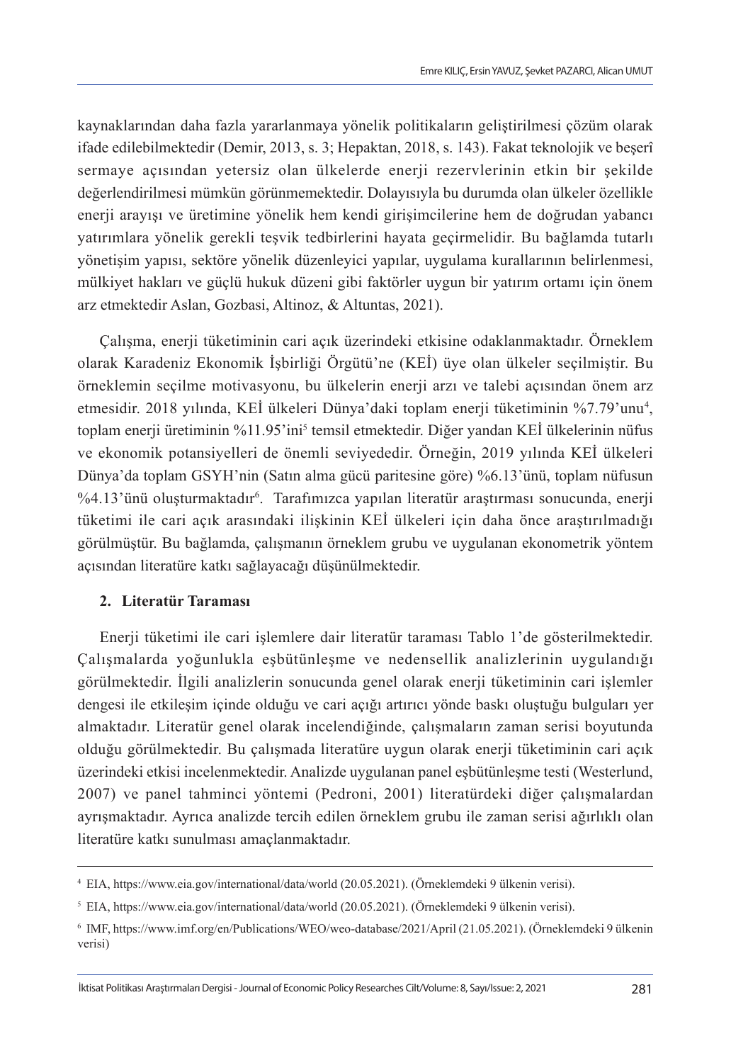kaynaklarından daha fazla yararlanmaya yönelik politikaların geliştirilmesi çözüm olarak ifade edilebilmektedir (Demir, 2013, s. 3; Hepaktan, 2018, s. 143). Fakat teknolojik ve beşerî sermaye açısından yetersiz olan ülkelerde enerji rezervlerinin etkin bir şekilde değerlendirilmesi mümkün görünmemektedir. Dolayısıyla bu durumda olan ülkeler özellikle enerji arayışı ve üretimine yönelik hem kendi girişimcilerine hem de doğrudan yabancı yatırımlara yönelik gerekli teşvik tedbirlerini hayata geçirmelidir. Bu bağlamda tutarlı yönetişim yapısı, sektöre yönelik düzenleyici yapılar, uygulama kurallarının belirlenmesi, mülkiyet hakları ve güçlü hukuk düzeni gibi faktörler uygun bir yatırım ortamı için önem arz etmektedir Aslan, Gozbasi, Altinoz, & Altuntas, 2021).

Çalışma, enerji tüketiminin cari açık üzerindeki etkisine odaklanmaktadır. Örneklem olarak Karadeniz Ekonomik İşbirliği Örgütü'ne (KEİ) üye olan ülkeler seçilmiştir. Bu örneklemin seçilme motivasyonu, bu ülkelerin enerji arzı ve talebi açısından önem arz etmesidir. 2018 yılında, KEİ ülkeleri Dünya'daki toplam enerji tüketiminin %7.79'unu[4], toplam enerji üretiminin %11.95'ini[5] temsil etmektedir. Diğer yandan KEİ ülkelerinin nüfus ve ekonomik potansiyelleri de önemli seviyededir. Örneğin, 2019 yılında KEİ ülkeleri Dünya'da toplam GSYH'nin (Satın alma gücü paritesine göre) %6.13'ünü, toplam nüfusun %4.13'ünü oluşturmaktadır[6]. Tarafımızca yapılan literatür araştırması sonucunda, enerji tüketimi ile cari açık arasındaki ilişkinin KEİ ülkeleri için daha önce araştırılmadığı görülmüştür. Bu bağlamda, çalışmanın örneklem grubu ve uygulanan ekonometrik yöntem açısından literatüre katkı sağlayacağı düşünülmektedir.

## 2. Literatür Taraması

Enerji tüketimi ile cari işlemlere dair literatür taraması Tablo 1'de gösterilmektedir. Çalışmalarda yoğunlukla eşbütünleşme ve nedensellik analizlerinin uygulandığı görülmektedir. İlgili analizlerin sonucunda genel olarak enerji tüketiminin cari işlemler dengesi ile etkileşim içinde olduğu ve cari açığı artırıcı yönde baskı oluştuğu bulguları yer almaktadır. Literatür genel olarak incelendiğinde, çalışmaların zaman serisi boyutunda olduğu görülmektedir. Bu çalışmada literatüre uygun olarak enerji tüketiminin cari açık üzerindeki etkisi incelenmektedir. Analizde uygulanan panel eşbütünleşme testi (Westerlund, 2007) ve panel tahminci yöntemi (Pedroni, 2001) literatürdeki diğer çalışmalardan ayrışmaktadır. Ayrıca analizde tercih edilen örneklem grubu ile zaman serisi ağırlıklı olan literatüre katkı sunulması amaçlanmaktadır.

---

[4] EIA, https://www.eia.gov/international/data/world (20.05.2021). (Örneklemdeki 9 ülkenin verisi).

[5] EIA, https://www.eia.gov/international/data/world (20.05.2021). (Örneklemdeki 9 ülkenin verisi).

[6] IMF, https://www.imf.org/en/Publications/WEO/weo-database/2021/April (21.05.2021). (Örneklemdeki 9 ülkenin verisi)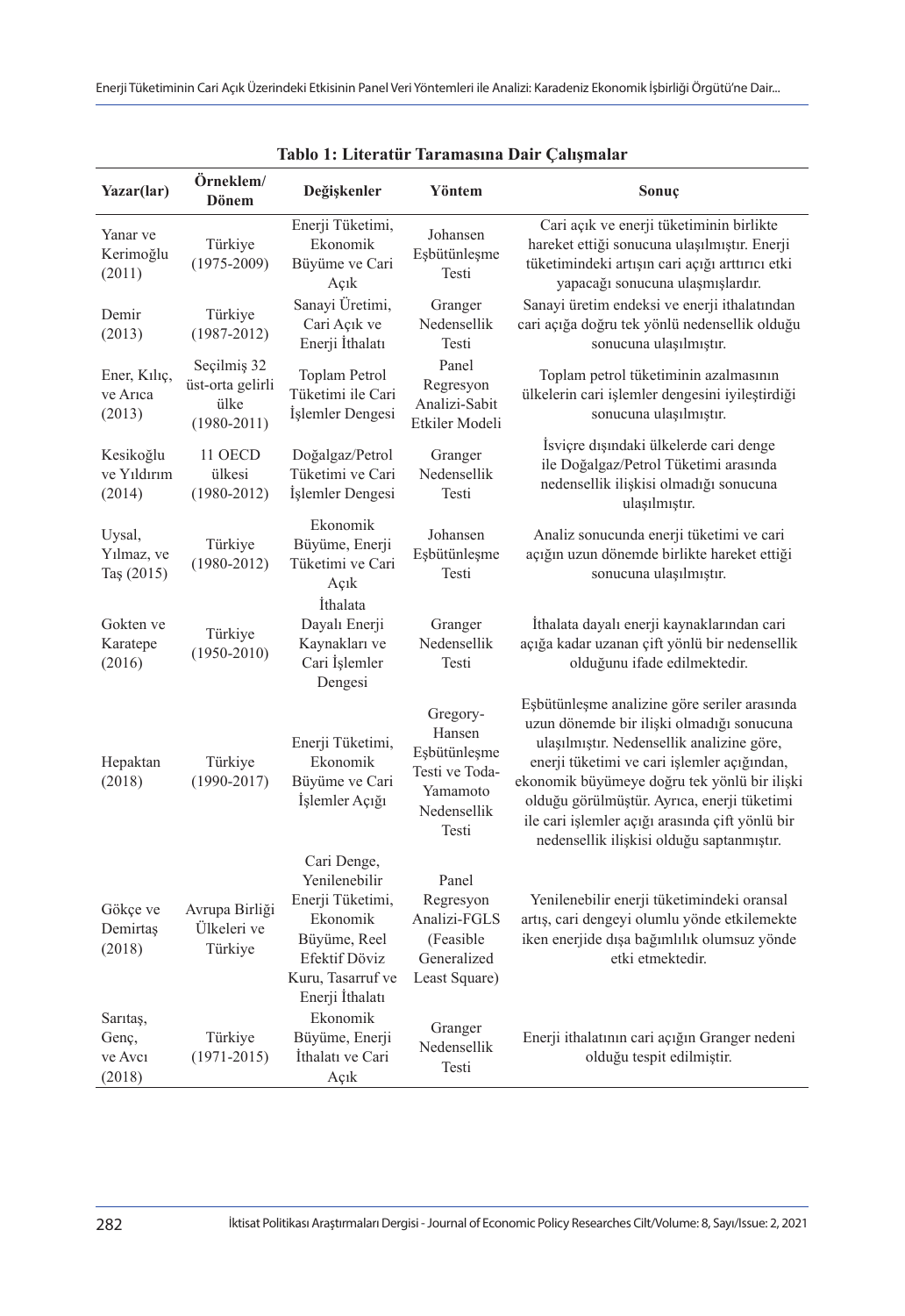**Tablo 1: Literatür Taramasına Dair Çalışmalar**

| Yazar(lar) | Örneklem/ Dönem | Değişkenler | Yöntem | Sonuç |
|---|---|---|---|---|
| Yanar ve Kerimoğlu (2011) | Türkiye (1975-2009) | Enerji Tüketimi, Ekonomik Büyüme ve Cari Açık | Johansen Eşbütünleşme Testi | Cari açık ve enerji tüketiminin birlikte hareket ettiği sonucuna ulaşılmıştır. Enerji tüketimindeki artışın cari açığı arttırıcı etki yapacağı sonucuna ulaşmışlardır. |
| Demir (2013) | Türkiye (1987-2012) | Sanayi Üretimi, Cari Açık ve Enerji İthalatı | Granger Nedensellik Testi | Sanayi üretim endeksi ve enerji ithalatından cari açığa doğru tek yönlü nedensellik olduğu sonucuna ulaşılmıştır. |
| Ener, Kılıç, ve Arıca (2013) | Seçilmiş 32 üst-orta gelirli ülke (1980-2011) | Toplam Petrol Tüketimi ile Cari İşlemler Dengesi | Panel Regresyon Analizi-Sabit Etkiler Modeli | Toplam petrol tüketiminin azalmasının ülkelerin cari işlemler dengesini iyileştirdiği sonucuna ulaşılmıştır. |
| Kesikoğlu ve Yıldırım (2014) | 11 OECD ülkesi (1980-2012) | Doğalgaz/Petrol Tüketimi ve Cari İşlemler Dengesi | Granger Nedensellik Testi | İsviçre dışındaki ülkelerde cari denge ile Doğalgaz/Petrol Tüketimi arasında nedensellik ilişkisi olmadığı sonucuna ulaşılmıştır. |
| Uysal, Yılmaz, ve Taş (2015) | Türkiye (1980-2012) | Ekonomik Büyüme, Enerji Tüketimi ve Cari Açık | Johansen Eşbütünleşme Testi | Analiz sonucunda enerji tüketimi ve cari açığın uzun dönemde birlikte hareket ettiği sonucuna ulaşılmıştır. |
| Gokten ve Karatepe (2016) | Türkiye (1950-2010) | İthalata Dayalı Enerji Kaynakları ve Cari İşlemler Dengesi | Granger Nedensellik Testi | İthalata dayalı enerji kaynaklarından cari açığa kadar uzanan çift yönlü bir nedensellik olduğunu ifade edilmektedir. |
| Hepaktan (2018) | Türkiye (1990-2017) | Enerji Tüketimi, Ekonomik Büyüme ve Cari İşlemler Açığı | Gregory-Hansen Eşbütünleşme Testi ve Toda-Yamamoto Nedensellik Testi | Eşbütünleşme analizine göre seriler arasında uzun dönemde bir ilişki olmadığı sonucuna ulaşılmıştır. Nedensellik analizine göre, enerji tüketimi ve cari işlemler açığından, ekonomik büyümeye doğru tek yönlü bir ilişki olduğu görülmüştür. Ayrıca, enerji tüketimi ile cari işlemler açığı arasında çift yönlü bir nedensellik ilişkisi olduğu saptanmıştır. |
| Gökçe ve Demirtaş (2018) | Avrupa Birliği Ülkeleri ve Türkiye | Cari Denge, Yenilenebilir Enerji Tüketimi, Ekonomik Büyüme, Reel Efektif Döviz Kuru, Tasarruf ve Enerji İthalatı | Panel Regresyon Analizi-FGLS (Feasible Generalized Least Square) | Yenilenebilir enerji tüketimindeki oransal artış, cari dengeyi olumlu yönde etkilemekte iken enerjide dışa bağımlılık olumsuz yönde etki etmektedir. |
| Sarıtaş, Genç, ve Avcı (2018) | Türkiye (1971-2015) | Ekonomik Büyüme, Enerji İthalatı ve Cari Açık | Granger Nedensellik Testi | Enerji ithalatının cari açığın Granger nedeni olduğu tespit edilmiştir. |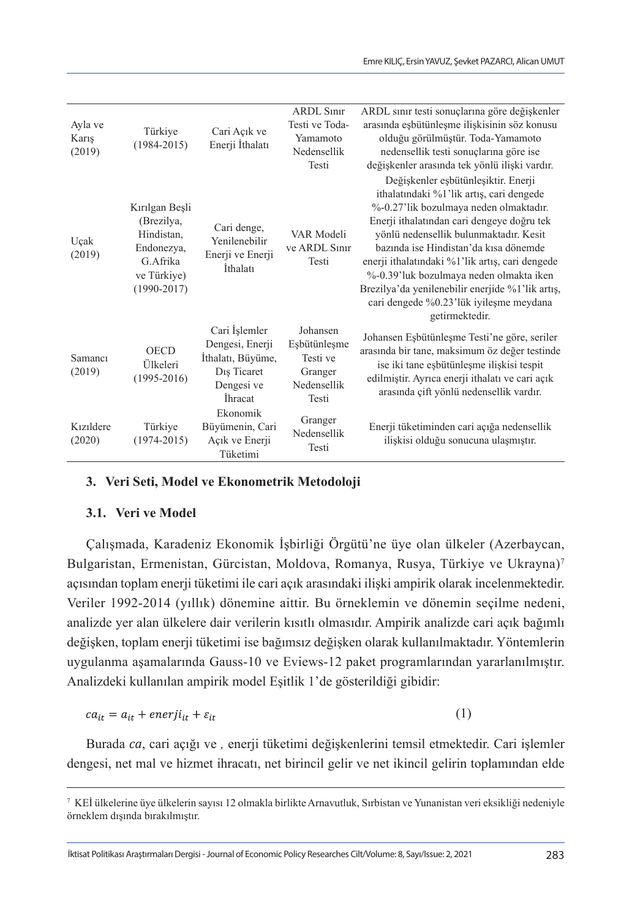| | | | | |
|---|---|---|---|---|
| Ayla ve Karış (2019) | Türkiye (1984-2015) | Cari Açık ve Enerji İthalatı | ARDL Sınır Testi ve Toda-Yamamoto Nedensellik Testi | ARDL sınır testi sonuçlarına göre değişkenler arasında eşbütünleşme ilişkisinin söz konusu olduğu görülmüştür. Toda-Yamamoto nedensellik testi sonuçlarına göre ise değişkenler arasında tek yönlü ilişki vardır. |
| Uçak (2019) | Kırılgan Beşli (Brezilya, Hindistan, Endonezya, G.Afrika ve Türkiye) (1990-2017) | Cari denge, Yenilenebilir Enerji ve Enerji İthalatı | VAR Modeli ve ARDL Sınır Testi | Değişkenler eşbütünleşiktir. Enerji ithalatındaki %1'lik artış, cari dengede %-0.27'lik bozulmaya neden olmaktadır. Enerji ithalatından cari dengeye doğru tek yönlü nedensellik bulunmaktadır. Kesit bazında ise Hindistan'da kısa dönemde enerji ithalatındaki %1'lik artış, cari dengede %-0.39'luk bozulmaya neden olmakta iken Brezilya'da yenilenebilir enerjide %1'lik artış, cari dengede %0.23'lük iyileşme meydana getirmektedir. |
| Samancı (2019) | OECD Ülkeleri (1995-2016) | Cari İşlemler Dengesi, Enerji İthalatı, Büyüme, Dış Ticaret Dengesi ve İhracat | Johansen Eşbütünleşme Testi ve Granger Nedensellik Testi | Johansen Eşbütünleşme Testi'ne göre, seriler arasında bir tane, maksimum öz değer testinde ise iki tane eşbütünleşme ilişkisi tespit edilmiştir. Ayrıca enerji ithalatı ve cari açık arasında çift yönlü nedensellik vardır. |
| Kızıldere (2020) | Türkiye (1974-2015) | Ekonomik Büyümenin, Cari Açık ve Enerji Tüketimi | Granger Nedensellik Testi | Enerji tüketiminden cari açığa nedensellik ilişkisi olduğu sonucuna ulaşmıştır. |

## 3. Veri Seti, Model ve Ekonometrik Metodoloji

### 3.1. Veri ve Model

Çalışmada, Karadeniz Ekonomik İşbirliği Örgütü'ne üye olan ülkeler (Azerbaycan, Bulgaristan, Ermenistan, Gürcistan, Moldova, Romanya, Rusya, Türkiye ve Ukrayna)[7] açısından toplam enerji tüketimi ile cari açık arasındaki ilişki ampirik olarak incelenmektedir. Veriler 1992-2014 (yıllık) dönemine aittir. Bu örneklemin ve dönemin seçilme nedeni, analizde yer alan ülkelere dair verilerin kısıtlı olmasıdır. Ampirik analizde cari açık bağımlı değişken, toplam enerji tüketimi ise bağımsız değişken olarak kullanılmaktadır. Yöntemlerin uygulanma aşamalarında Gauss-10 ve Eviews-12 paket programlarından yararlanılmıştır. Analizdeki kullanılan ampirik model Eşitlik 1'de gösterildiği gibidir:

$$ca_{it} = a_{it} + enerji_{it} + \varepsilon_{it} \quad (1)$$

Burada *ca*, cari açığı ve , enerji tüketimi değişkenlerini temsil etmektedir. Cari işlemler dengesi, net mal ve hizmet ihracatı, net birincil gelir ve net ikincil gelirin toplamından elde

[7] KEİ ülkelerine üye ülkelerin sayısı 12 olmakla birlikte Arnavutluk, Sırbistan ve Yunanistan veri eksikliği nedeniyle örneklem dışında bırakılmıştır.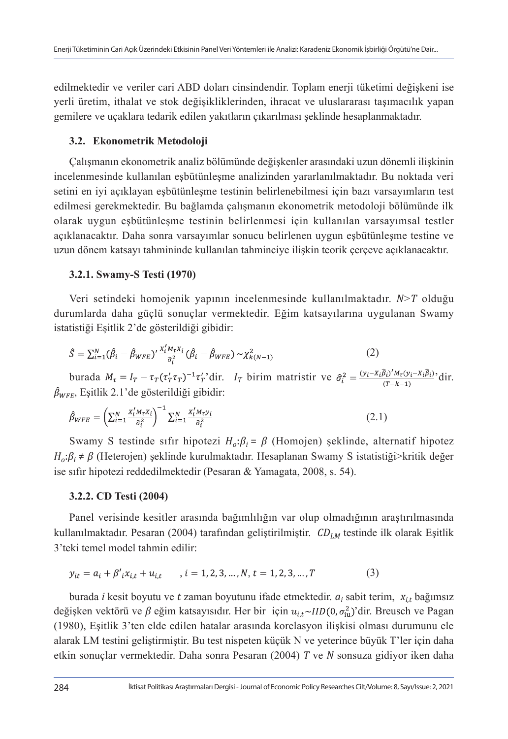edilmektedir ve veriler cari ABD doları cinsindendir. Toplam enerji tüketimi değişkeni ise yerli üretim, ithalat ve stok değişikliklerinden, ihracat ve uluslararası taşımacılık yapan gemilere ve uçaklara tedarik edilen yakıtların çıkarılması şeklinde hesaplanmaktadır.

### 3.2. Ekonometrik Metodoloji

Çalışmanın ekonometrik analiz bölümünde değişkenler arasındaki uzun dönemli ilişkinin incelenmesinde kullanılan eşbütünleşme analizinden yararlanılmaktadır. Bu noktada veri setini en iyi açıklayan eşbütünleşme testinin belirlenebilmesi için bazı varsayımların test edilmesi gerekmektedir. Bu bağlamda çalışmanın ekonometrik metodoloji bölümünde ilk olarak uygun eşbütünleşme testinin belirlenmesi için kullanılan varsayımsal testler açıklanacaktır. Daha sonra varsayımlar sonucu belirlenen uygun eşbütünleşme testine ve uzun dönem katsayı tahmininde kullanılan tahminciye ilişkin teorik çerçeve açıklanacaktır.

#### 3.2.1. Swamy-S Testi (1970)

Veri setindeki homojenik yapının incelenmesinde kullanılmaktadır. $N>T$ olduğu durumlarda daha güçlü sonuçlar vermektedir. Eğim katsayılarına uygulanan Swamy istatistiği Eşitlik 2'de gösterildiği gibidir:

$$\hat{S}=\sum_{i=1}^{N}(\hat{\beta}_i-\hat{\beta}_{WFE})'\frac{X_i'M_\tau X_i}{\hat{\sigma}_i^2}(\hat{\beta}_i-\hat{\beta}_{WFE})\sim\chi^2_{k(N-1)} \tag{2}$$

burada $M_\tau=I_T-\tau_T(\tau_T'\tau_T)^{-1}\tau_T'$'dir. $I_T$ birim matristir ve $\hat{\sigma}_i^2=\frac{(y_i-X_i\hat{\beta}_i)'M_\tau(y_i-X_i\hat{\beta}_i)}{(T-k-1)}$'dir. $\hat{\beta}_{WFE}$, Eşitlik 2.1'de gösterildiği gibidir:

$$\hat{\beta}_{WFE}=\left(\sum_{i=1}^{N}\frac{X_i'M_\tau X_i}{\hat{\sigma}_i^2}\right)^{-1}\sum_{i=1}^{N}\frac{X_i'M_\tau y_i}{\hat{\sigma}_i^2} \tag{2.1}$$

Swamy S testinde sıfır hipotezi $H_o{:}\beta_i=\beta$ (Homojen) şeklinde, alternatif hipotez $H_o{:}\beta_i\neq\beta$ (Heterojen) şeklinde kurulmaktadır. Hesaplanan Swamy S istatistiği>kritik değer ise sıfır hipotezi reddedilmektedir (Pesaran & Yamagata, 2008, s. 54).

#### 3.2.2. CD Testi (2004)

Panel verisinde kesitler arasında bağımlılığın var olup olmadığının araştırılmasında kullanılmaktadır. Pesaran (2004) tarafından geliştirilmiştir. $CD_{LM}$ testinde ilk olarak Eşitlik 3'teki temel model tahmin edilir:

$$y_{it}=a_i+\beta'_i x_{i,t}+u_{i,t} \qquad ,i=1,2,3,\dots,N,\ t=1,2,3,\dots,T \tag{3}$$

burada *i* kesit boyutu ve $t$ zaman boyutunu ifade etmektedir. $a_i$ sabit terim, $x_{i,t}$ bağımsız değişken vektörü ve $\beta$ eğim katsayısıdır. Her bir için $u_{i,t}\sim IID(0,\sigma^2_{iu})$'dir. Breusch ve Pagan (1980), Eşitlik 3'ten elde edilen hatalar arasında korelasyon ilişkisi olması durumunu ele alarak LM testini geliştirmiştir. Bu test nispeten küçük N ve yeterince büyük T'ler için daha etkin sonuçlar vermektedir. Daha sonra Pesaran (2004) $T$ ve $N$ sonsuza gidiyor iken daha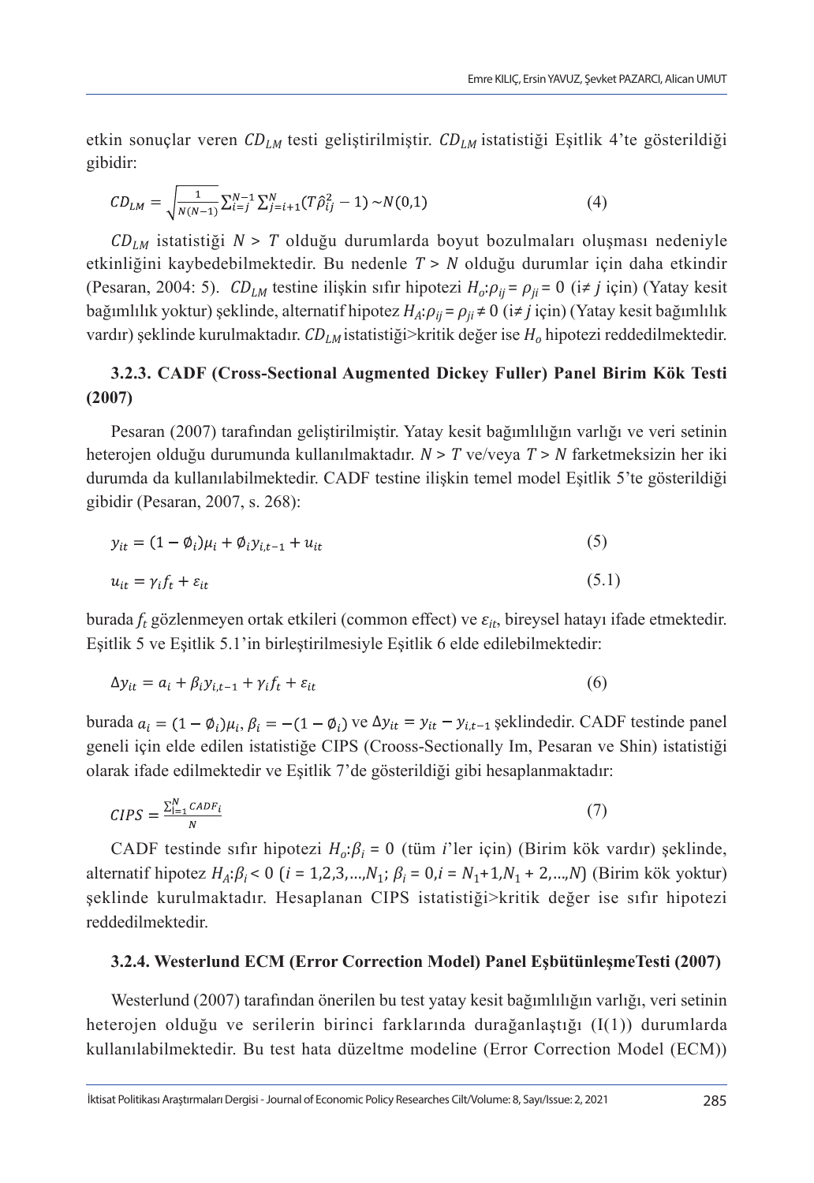etkin sonuçlar veren $CD_{LM}$ testi geliştirilmiştir. $CD_{LM}$ istatistiği Eşitlik 4'te gösterildiği gibidir:

$$CD_{LM} = \sqrt{\frac{1}{N(N-1)}} \sum_{i=j}^{N-1} \sum_{j=i+1}^{N} (T\hat{\rho}_{ij}^2 - 1) \sim N(0,1) \tag{4}$$

$CD_{LM}$ istatistiği $N > T$ olduğu durumlarda boyut bozulmaları oluşması nedeniyle etkinliğini kaybedebilmektedir. Bu nedenle $T > N$ olduğu durumlar için daha etkindir (Pesaran, 2004: 5). $CD_{LM}$ testine ilişkin sıfır hipotezi $H_o$:$\rho_{ij} = \rho_{ji} = 0$ (i≠ $j$ için) (Yatay kesit bağımlılık yoktur) şeklinde, alternatif hipotez $H_A$:$\rho_{ij} = \rho_{ji} \neq 0$ (i≠ $j$ için) (Yatay kesit bağımlılık vardır) şeklinde kurulmaktadır. $CD_{LM}$ istatistiği>kritik değer ise $H_o$ hipotezi reddedilmektedir.

### 3.2.3. CADF (Cross-Sectional Augmented Dickey Fuller) Panel Birim Kök Testi (2007)

Pesaran (2007) tarafından geliştirilmiştir. Yatay kesit bağımlılığın varlığı ve veri setinin heterojen olduğu durumunda kullanılmaktadır. $N > T$ ve/veya $T > N$ farketmeksizin her iki durumda da kullanılabilmektedir. CADF testine ilişkin temel model Eşitlik 5'te gösterildiği gibidir (Pesaran, 2007, s. 268):

$$y_{it} = (1 - \emptyset_i)\mu_i + \emptyset_i y_{i,t-1} + u_{it} \tag{5}$$

$$u_{it} = \gamma_i f_t + \varepsilon_{it} \tag{5.1}$$

burada $f_t$ gözlenmeyen ortak etkileri (common effect) ve $\varepsilon_{it}$, bireysel hatayı ifade etmektedir. Eşitlik 5 ve Eşitlik 5.1'in birleştirilmesiyle Eşitlik 6 elde edilebilmektedir:

$$\Delta y_{it} = a_i + \beta_i y_{i,t-1} + \gamma_i f_t + \varepsilon_{it} \tag{6}$$

burada $a_i = (1 - \emptyset_i)\mu_i$, $\beta_i = -(1 - \emptyset_i)$ ve $\Delta y_{it} = y_{it} - y_{i,t-1}$ şeklindedir. CADF testinde panel geneli için elde edilen istatistiğe CIPS (Crooss-Sectionally Im, Pesaran ve Shin) istatistiği olarak ifade edilmektedir ve Eşitlik 7'de gösterildiği gibi hesaplanmaktadır:

$$CIPS = \frac{\sum_{i=1}^{N} CADF_i}{N} \tag{7}$$

CADF testinde sıfır hipotezi $H_o$:$\beta_i = 0$ (tüm $i$'ler için) (Birim kök vardır) şeklinde, alternatif hipotez $H_A$:$\beta_i < 0$ ($i = 1,2,3,...,N_1$; $\beta_i = 0, i = N_1+1, N_1+2,...,N$) (Birim kök yoktur) şeklinde kurulmaktadır. Hesaplanan CIPS istatistiği>kritik değer ise sıfır hipotezi reddedilmektedir.

### 3.2.4. Westerlund ECM (Error Correction Model) Panel EşbütünleşmeTesti (2007)

Westerlund (2007) tarafından önerilen bu test yatay kesit bağımlılığın varlığı, veri setinin heterojen olduğu ve serilerin birinci farklarında durağanlaştığı (I(1)) durumlarda kullanılabilmektedir. Bu test hata düzeltme modeline (Error Correction Model (ECM))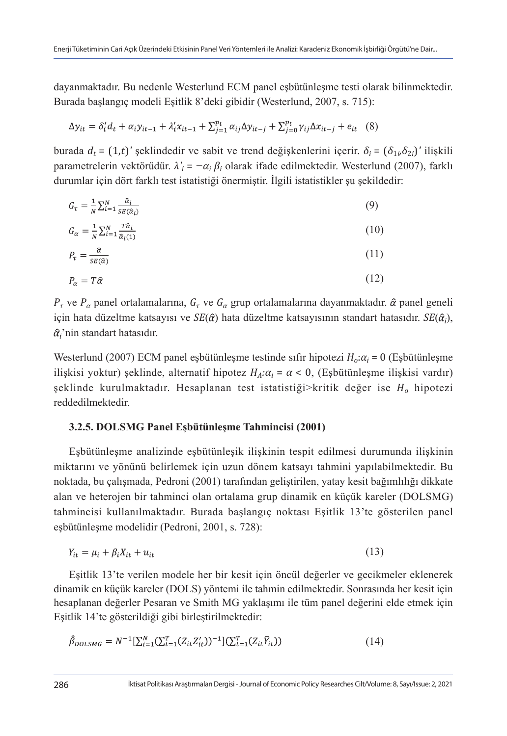dayanmaktadır. Bu nedenle Westerlund ECM panel eşbütünleşme testi olarak bilinmektedir. Burada başlangıç modeli Eşitlik 8'deki gibidir (Westerlund, 2007, s. 715):

$$\Delta y_{it} = \delta_i' d_t + \alpha_i y_{it-1} + \lambda_i' x_{it-1} + \sum_{j=1}^{p_t} \alpha_{ij} \Delta y_{it-j} + \sum_{j=0}^{p_t} \gamma_{ij} \Delta x_{it-j} + e_{it} \quad (8)$$

burada $d_t = (1,t)'$ şeklindedir ve sabit ve trend değişkenlerini içerir. $\delta_i = (\delta_{1i}, \delta_{2i})'$ ilişkili parametrelerin vektörüdür. $\lambda'_i = -\alpha_i \beta_i$ olarak ifade edilmektedir. Westerlund (2007), farklı durumlar için dört farklı test istatistiği önermiştir. İlgili istatistikler şu şekildedir:

$$G_\tau = \frac{1}{N} \sum_{i=1}^{N} \frac{\hat{\alpha}_i}{SE(\hat{\alpha}_i)} \quad (9)$$

$$G_\alpha = \frac{1}{N} \sum_{i=1}^{N} \frac{T\hat{\alpha}_i}{\hat{\alpha}_i(1)} \quad (10)$$

$$P_\tau = \frac{\hat{\alpha}}{SE(\hat{\alpha})} \quad (11)$$

$$P_\alpha = T\hat{\alpha} \quad (12)$$

$P_\tau$ ve $P_\alpha$ panel ortalamalarına, $G_\tau$ ve $G_\alpha$ grup ortalamalarına dayanmaktadır. $\hat{\alpha}$ panel geneli için hata düzeltme katsayısı ve $SE(\hat{\alpha})$ hata düzeltme katsayısının standart hatasıdır. $SE(\hat{\alpha}_i)$, $\hat{\alpha}_i$'nin standart hatasıdır.

Westerlund (2007) ECM panel eşbütünleşme testinde sıfır hipotezi $H_o$:$\alpha_i = 0$ (Eşbütünleşme ilişkisi yoktur) şeklinde, alternatif hipotez $H_A$:$\alpha_i = \alpha < 0$, (Eşbütünleşme ilişkisi vardır) şeklinde kurulmaktadır. Hesaplanan test istatistiği>kritik değer ise $H_o$ hipotezi reddedilmektedir.

### 3.2.5. DOLSMG Panel Eşbütünleşme Tahmincisi (2001)

Eşbütünleşme analizinde eşbütünleşik ilişkinin tespit edilmesi durumunda ilişkinin miktarını ve yönünü belirlemek için uzun dönem katsayı tahmini yapılabilmektedir. Bu noktada, bu çalışmada, Pedroni (2001) tarafından geliştirilen, yatay kesit bağımlılığı dikkate alan ve heterojen bir tahminci olan ortalama grup dinamik en küçük kareler (DOLSMG) tahmincisi kullanılmaktadır. Burada başlangıç noktası Eşitlik 13'te gösterilen panel eşbütünleşme modelidir (Pedroni, 2001, s. 728):

$$Y_{it} = \mu_i + \beta_i X_{it} + u_{it} \quad (13)$$

Eşitlik 13'te verilen modele her bir kesit için öncül değerler ve gecikmeler eklenerek dinamik en küçük kareler (DOLS) yöntemi ile tahmin edilmektedir. Sonrasında her kesit için hesaplanan değerler Pesaran ve Smith MG yaklaşımı ile tüm panel değerini elde etmek için Eşitlik 14'te gösterildiği gibi birleştirilmektedir:

$$\hat{\beta}_{DOLSMG} = N^{-1} \left[ \sum_{i=1}^{N} \left( \sum_{t=1}^{T} (Z_{it} Z_{it}') \right)^{-1} \right] \left( \sum_{t=1}^{T} (Z_{it} \bar{Y}_{it}) \right) \quad (14)$$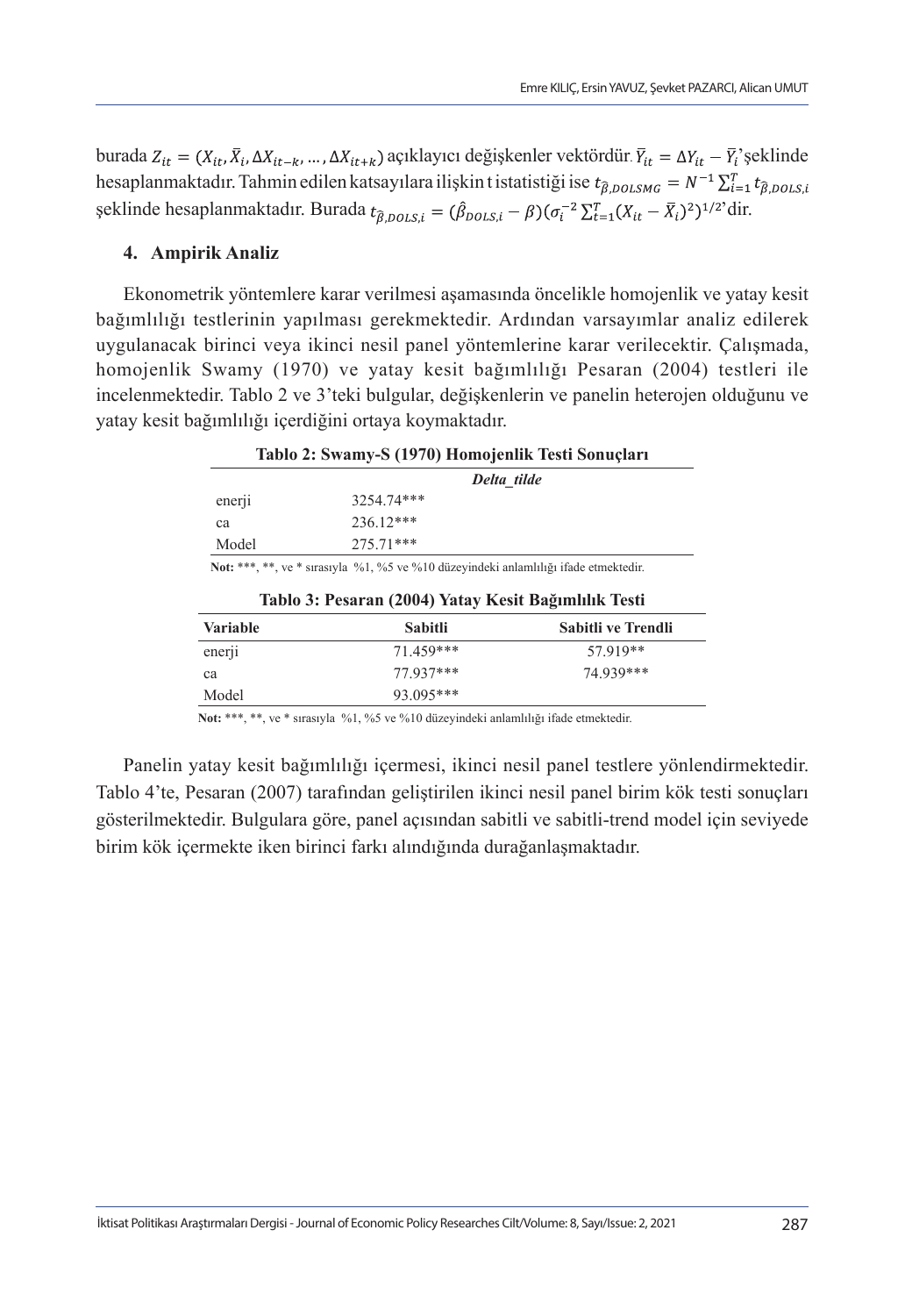burada $Z_{it} = (X_{it}, \bar{X}_i, \Delta X_{it-k}, \ldots, \Delta X_{it+k})$ açıklayıcı değişkenler vektördür. $\bar{Y}_{it} = \Delta Y_{it} - \bar{Y}_i$'şeklinde hesaplanmaktadır. Tahmin edilen katsayılara ilişkin t istatistiği ise $t_{\hat{\beta},DOLSMG} = N^{-1} \sum_{i=1}^{T} t_{\hat{\beta},DOLS,i}$ şeklinde hesaplanmaktadır. Burada $t_{\hat{\beta},DOLS,i} = (\hat{\beta}_{DOLS,i} - \beta)(\sigma_i^{-2} \sum_{t=1}^{T} (X_{it} - \bar{X}_i)^2)^{1/2}$'dir.

## 4. Ampirik Analiz

Ekonometrik yöntemlere karar verilmesi aşamasında öncelikle homojenlik ve yatay kesit bağımlılığı testlerinin yapılması gerekmektedir. Ardından varsayımlar analiz edilerek uygulanacak birinci veya ikinci nesil panel yöntemlerine karar verilecektir. Çalışmada, homojenlik Swamy (1970) ve yatay kesit bağımlılığı Pesaran (2004) testleri ile incelenmektedir. Tablo 2 ve 3'teki bulgular, değişkenlerin ve panelin heterojen olduğunu ve yatay kesit bağımlılığı içerdiğini ortaya koymaktadır.

**Tablo 2: Swamy-S (1970) Homojenlik Testi Sonuçları**

| | *Delta_tilde* |
|---|---|
| enerji | 3254.74*** |
| ca | 236.12*** |
| Model | 275.71*** |

**Not:** ***, **, ve * sırasıyla %1, %5 ve %10 düzeyindeki anlamlılığı ifade etmektedir.

**Tablo 3: Pesaran (2004) Yatay Kesit Bağımlılık Testi**

| Variable | Sabitli | Sabitli ve Trendli |
|---|---|---|
| enerji | 71.459*** | 57.919** |
| ca | 77.937*** | 74.939*** |
| Model | 93.095*** | |

**Not:** ***, **, ve * sırasıyla %1, %5 ve %10 düzeyindeki anlamlılığı ifade etmektedir.

Panelin yatay kesit bağımlılığı içermesi, ikinci nesil panel testlere yönlendirmektedir. Tablo 4'te, Pesaran (2007) tarafından geliştirilen ikinci nesil panel birim kök testi sonuçları gösterilmektedir. Bulgulara göre, panel açısından sabitli ve sabitli-trend model için seviyede birim kök içermekte iken birinci farkı alındığında durağanlaşmaktadır.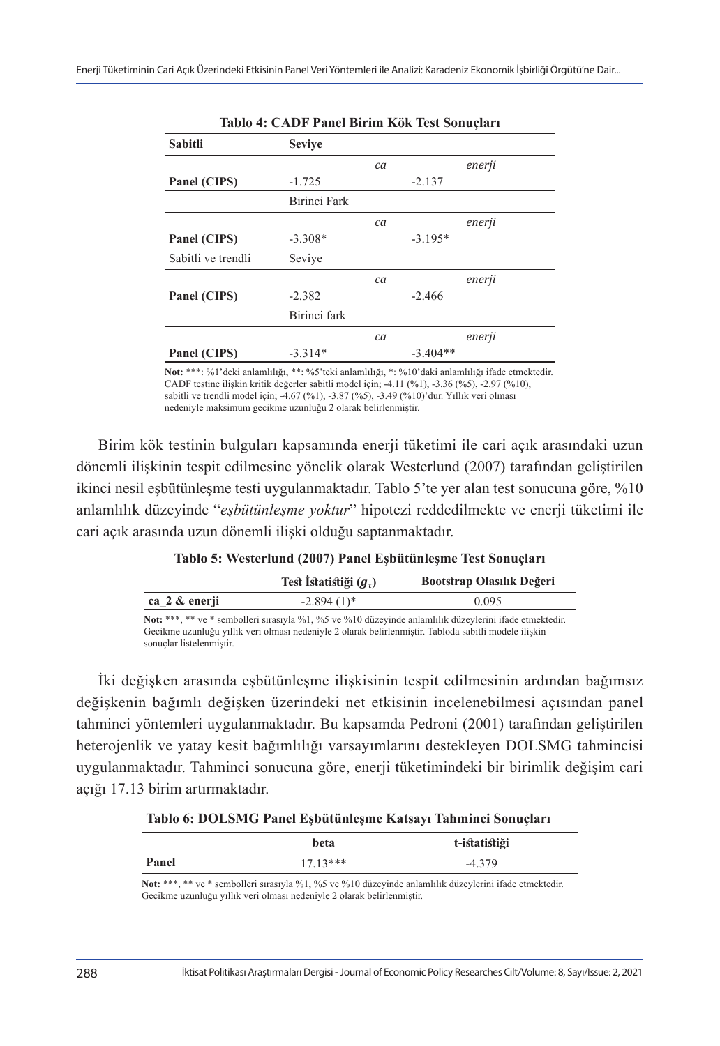**Tablo 4: CADF Panel Birim Kök Test Sonuçları**

| **Sabitli** | **Seviye** | |
|---|---|---|
| | *ca* | *enerji* |
| **Panel (CIPS)** | -1.725 | -2.137 |
| | Birinci Fark | |
| | *ca* | *enerji* |
| **Panel (CIPS)** | -3.308* | -3.195* |
| Sabitli ve trendli | Seviye | |
| | *ca* | *enerji* |
| **Panel (CIPS)** | -2.382 | -2.466 |
| | Birinci fark | |
| | *ca* | *enerji* |
| **Panel (CIPS)** | -3.314* | -3.404** |

**Not:** ***: %1'deki anlamlılığı, **: %5'teki anlamlılığı, *: %10'daki anlamlılığı ifade etmektedir. CADF testine ilişkin kritik değerler sabitli model için; -4.11 (%1), -3.36 (%5), -2.97 (%10), sabitli ve trendli model için; -4.67 (%1), -3.87 (%5), -3.49 (%10)'dur. Yıllık veri olması nedeniyle maksimum gecikme uzunluğu 2 olarak belirlenmiştir.

Birim kök testinin bulguları kapsamında enerji tüketimi ile cari açık arasındaki uzun dönemli ilişkinin tespit edilmesine yönelik olarak Westerlund (2007) tarafından geliştirilen ikinci nesil eşbütünleşme testi uygulanmaktadır. Tablo 5'te yer alan test sonucuna göre, %10 anlamlılık düzeyinde "*eşbütünleşme yoktur*" hipotezi reddedilmekte ve enerji tüketimi ile cari açık arasında uzun dönemli ilişki olduğu saptanmaktadır.

**Tablo 5: Westerlund (2007) Panel Eşbütünleşme Test Sonuçları**

| | **Test İstatistiği ($g_\tau$)** | **Bootstrap Olasılık Değeri** |
|---|---|---|
| **ca_2 & enerji** | -2.894 (1)* | 0.095 |

**Not:** ***, ** ve * sembolleri sırasıyla %1, %5 ve %10 düzeyinde anlamlılık düzeylerini ifade etmektedir. Gecikme uzunluğu yıllık veri olması nedeniyle 2 olarak belirlenmiştir. Tabloda sabitli modele ilişkin sonuçlar listelenmiştir.

İki değişken arasında eşbütünleşme ilişkisinin tespit edilmesinin ardından bağımsız değişkenin bağımlı değişken üzerindeki net etkisinin incelenebilmesi açısından panel tahminci yöntemleri uygulanmaktadır. Bu kapsamda Pedroni (2001) tarafından geliştirilen heterojenlik ve yatay kesit bağımlılığı varsayımlarını destekleyen DOLSMG tahmincisi uygulanmaktadır. Tahminci sonucuna göre, enerji tüketimindeki bir birimlik değişim cari açığı 17.13 birim artırmaktadır.

**Tablo 6: DOLSMG Panel Eşbütünleşme Katsayı Tahminci Sonuçları**

| | **beta** | **t-istatistiği** |
|---|---|---|
| **Panel** | 17.13*** | -4.379 |

**Not:** ***, ** ve * sembolleri sırasıyla %1, %5 ve %10 düzeyinde anlamlılık düzeylerini ifade etmektedir. Gecikme uzunluğu yıllık veri olması nedeniyle 2 olarak belirlenmiştir.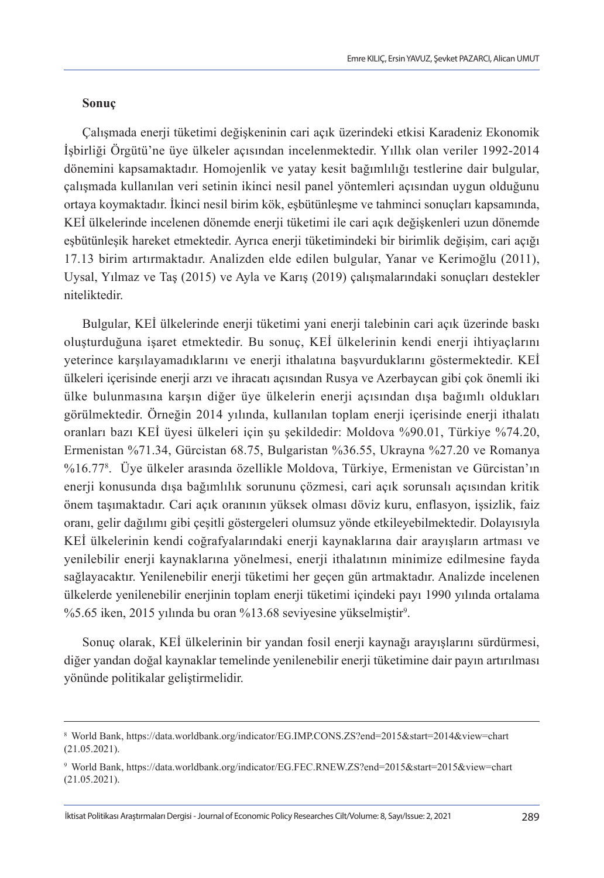**Sonuç**

Çalışmada enerji tüketimi değişkeninin cari açık üzerindeki etkisi Karadeniz Ekonomik İşbirliği Örgütü'ne üye ülkeler açısından incelenmektedir. Yıllık olan veriler 1992-2014 dönemini kapsamaktadır. Homojenlik ve yatay kesit bağımlılığı testlerine dair bulgular, çalışmada kullanılan veri setinin ikinci nesil panel yöntemleri açısından uygun olduğunu ortaya koymaktadır. İkinci nesil birim kök, eşbütünleşme ve tahminci sonuçları kapsamında, KEİ ülkelerinde incelenen dönemde enerji tüketimi ile cari açık değişkenleri uzun dönemde eşbütünleşik hareket etmektedir. Ayrıca enerji tüketimindeki bir birimlik değişim, cari açığı 17.13 birim artırmaktadır. Analizden elde edilen bulgular, Yanar ve Kerimoğlu (2011), Uysal, Yılmaz ve Taş (2015) ve Ayla ve Karış (2019) çalışmalarındaki sonuçları destekler niteliktedir.

Bulgular, KEİ ülkelerinde enerji tüketimi yani enerji talebinin cari açık üzerinde baskı oluşturduğuna işaret etmektedir. Bu sonuç, KEİ ülkelerinin kendi enerji ihtiyaçlarını yeterince karşılayamadıklarını ve enerji ithalatına başvurduklarını göstermektedir. KEİ ülkeleri içerisinde enerji arzı ve ihracatı açısından Rusya ve Azerbaycan gibi çok önemli iki ülke bulunmasına karşın diğer üye ülkelerin enerji açısından dışa bağımlı oldukları görülmektedir. Örneğin 2014 yılında, kullanılan toplam enerji içerisinde enerji ithalatı oranları bazı KEİ üyesi ülkeleri için şu şekildedir: Moldova %90.01, Türkiye %74.20, Ermenistan %71.34, Gürcistan 68.75, Bulgaristan %36.55, Ukrayna %27.20 ve Romanya %16.77[8]. Üye ülkeler arasında özellikle Moldova, Türkiye, Ermenistan ve Gürcistan'ın enerji konusunda dışa bağımlılık sorununu çözmesi, cari açık sorunsalı açısından kritik önem taşımaktadır. Cari açık oranının yüksek olması döviz kuru, enflasyon, işsizlik, faiz oranı, gelir dağılımı gibi çeşitli göstergeleri olumsuz yönde etkileyebilmektedir. Dolayısıyla KEİ ülkelerinin kendi coğrafyalarındaki enerji kaynaklarına dair arayışların artması ve yenilebilir enerji kaynaklarına yönelmesi, enerji ithalatının minimize edilmesine fayda sağlayacaktır. Yenilenebilir enerji tüketimi her geçen gün artmaktadır. Analizde incelenen ülkelerde yenilenebilir enerjinin toplam enerji tüketimi içindeki payı 1990 yılında ortalama %5.65 iken, 2015 yılında bu oran %13.68 seviyesine yükselmiştir[9].

Sonuç olarak, KEİ ülkelerinin bir yandan fosil enerji kaynağı arayışlarını sürdürmesi, diğer yandan doğal kaynaklar temelinde yenilenebilir enerji tüketimine dair payın artırılması yönünde politikalar geliştirmelidir.

---

[8] World Bank, https://data.worldbank.org/indicator/EG.IMP.CONS.ZS?end=2015&start=2014&view=chart (21.05.2021).

[9] World Bank, https://data.worldbank.org/indicator/EG.FEC.RNEW.ZS?end=2015&start=2015&view=chart (21.05.2021).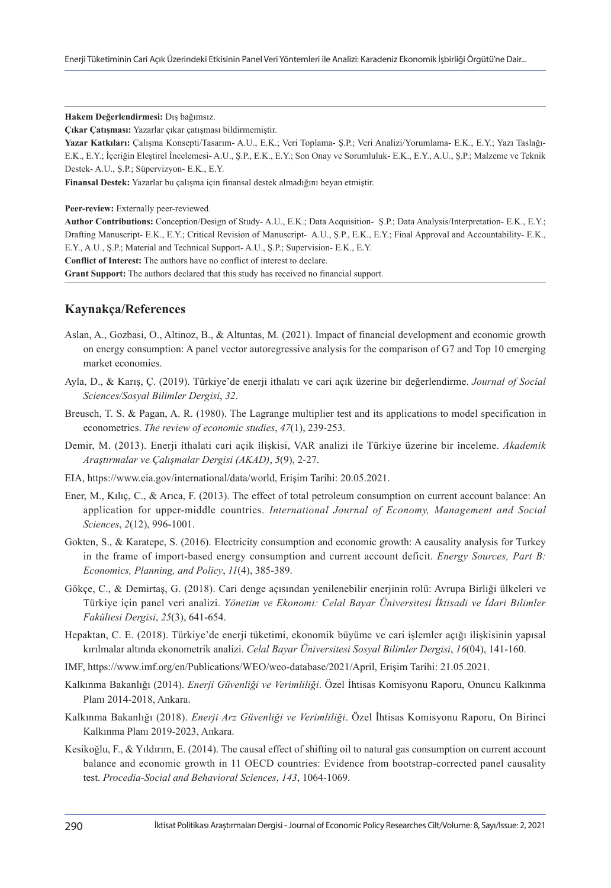**Hakem Değerlendirmesi:** Dış bağımsız.

**Çıkar Çatışması:** Yazarlar çıkar çatışması bildirmemiştir.

**Yazar Katkıları:** Çalışma Konsepti/Tasarım- A.U., E.K.; Veri Toplama- Ş.P.; Veri Analizi/Yorumlama- E.K., E.Y.; Yazı Taslağı- E.K., E.Y.; İçeriğin Eleştirel İncelemesi- A.U., Ş.P., E.K., E.Y.; Son Onay ve Sorumluluk- E.K., E.Y., A.U., Ş.P.; Malzeme ve Teknik Destek- A.U., Ş.P.; Süpervizyon- E.K., E.Y.

**Finansal Destek:** Yazarlar bu çalışma için finansal destek almadığını beyan etmiştir.

**Peer-review:** Externally peer-reviewed.

**Author Contributions:** Conception/Design of Study- A.U., E.K.; Data Acquisition- Ş.P.; Data Analysis/Interpretation- E.K., E.Y.; Drafting Manuscript- E.K., E.Y.; Critical Revision of Manuscript- A.U., Ş.P., E.K., E.Y.; Final Approval and Accountability- E.K., E.Y., A.U., Ş.P.; Material and Technical Support- A.U., Ş.P.; Supervision- E.K., E.Y.

**Conflict of Interest:** The authors have no conflict of interest to declare.

**Grant Support:** The authors declared that this study has received no financial support.

## Kaynakça/References

Aslan, A., Gozbasi, O., Altinoz, B., & Altuntas, M. (2021). Impact of financial development and economic growth on energy consumption: A panel vector autoregressive analysis for the comparison of G7 and Top 10 emerging market economies.

Ayla, D., & Karış, Ç. (2019). Türkiye'de enerji ithalatı ve cari açık üzerine bir değerlendirme. *Journal of Social Sciences/Sosyal Bilimler Dergisi*, *32*.

Breusch, T. S. & Pagan, A. R. (1980). The Lagrange multiplier test and its applications to model specification in econometrics. *The review of economic studies*, *47*(1), 239-253.

Demir, M. (2013). Enerji ithalati cari açik ilişkisi, VAR analizi ile Türkiye üzerine bir inceleme. *Akademik Araştırmalar ve Çalışmalar Dergisi (AKAD)*, *5*(9), 2-27.

EIA, https://www.eia.gov/international/data/world, Erişim Tarihi: 20.05.2021.

Ener, M., Kılıç, C., & Arıca, F. (2013). The effect of total petroleum consumption on current account balance: An application for upper-middle countries. *International Journal of Economy, Management and Social Sciences*, *2*(12), 996-1001.

Gokten, S., & Karatepe, S. (2016). Electricity consumption and economic growth: A causality analysis for Turkey in the frame of import-based energy consumption and current account deficit. *Energy Sources, Part B: Economics, Planning, and Policy*, *11*(4), 385-389.

Gökçe, C., & Demirtaş, G. (2018). Cari denge açısından yenilenebilir enerjinin rolü: Avrupa Birliği ülkeleri ve Türkiye için panel veri analizi. *Yönetim ve Ekonomi: Celal Bayar Üniversitesi İktisadi ve İdari Bilimler Fakültesi Dergisi*, *25*(3), 641-654.

Hepaktan, C. E. (2018). Türkiye'de enerji tüketimi, ekonomik büyüme ve cari işlemler açığı ilişkisinin yapısal kırılmalar altında ekonometrik analizi. *Celal Bayar Üniversitesi Sosyal Bilimler Dergisi*, *16*(04), 141-160.

IMF, https://www.imf.org/en/Publications/WEO/weo-database/2021/April, Erişim Tarihi: 21.05.2021.

Kalkınma Bakanlığı (2014). *Enerji Güvenliği ve Verimliliği*. Özel İhtisas Komisyonu Raporu, Onuncu Kalkınma Planı 2014-2018, Ankara.

Kalkınma Bakanlığı (2018). *Enerji Arz Güvenliği ve Verimliliği*. Özel İhtisas Komisyonu Raporu, On Birinci Kalkınma Planı 2019-2023, Ankara.

Kesikoğlu, F., & Yıldırım, E. (2014). The causal effect of shifting oil to natural gas consumption on current account balance and economic growth in 11 OECD countries: Evidence from bootstrap-corrected panel causality test. *Procedia-Social and Behavioral Sciences*, *143*, 1064-1069.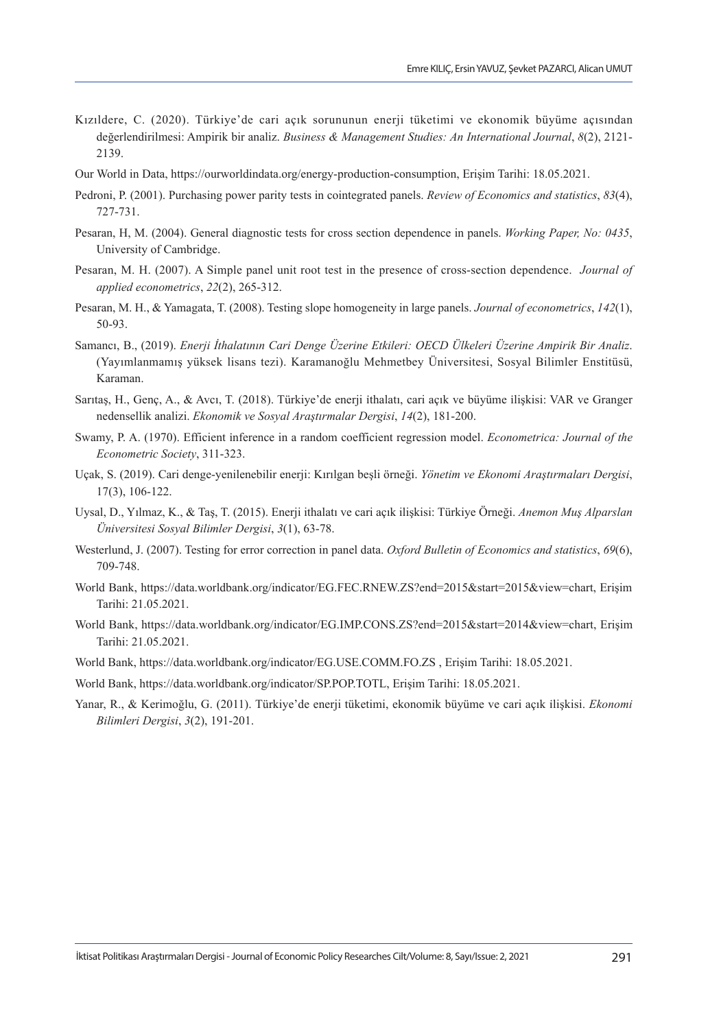Kızıldere, C. (2020). Türkiye'de cari açık sorununun enerji tüketimi ve ekonomik büyüme açısından değerlendirilmesi: Ampirik bir analiz. *Business & Management Studies: An International Journal*, *8*(2), 2121-2139.

Our World in Data, https://ourworldindata.org/energy-production-consumption, Erişim Tarihi: 18.05.2021.

Pedroni, P. (2001). Purchasing power parity tests in cointegrated panels. *Review of Economics and statistics*, *83*(4), 727-731.

Pesaran, H, M. (2004). General diagnostic tests for cross section dependence in panels. *Working Paper, No: 0435*, University of Cambridge.

Pesaran, M. H. (2007). A Simple panel unit root test in the presence of cross-section dependence. *Journal of applied econometrics*, *22*(2), 265-312.

Pesaran, M. H., & Yamagata, T. (2008). Testing slope homogeneity in large panels. *Journal of econometrics*, *142*(1), 50-93.

Samancı, B., (2019). *Enerji İthalatının Cari Denge Üzerine Etkileri: OECD Ülkeleri Üzerine Ampirik Bir Analiz*. (Yayımlanmamış yüksek lisans tezi). Karamanoğlu Mehmetbey Üniversitesi, Sosyal Bilimler Enstitüsü, Karaman.

Sarıtaş, H., Genç, A., & Avcı, T. (2018). Türkiye'de enerji ithalatı, cari açık ve büyüme ilişkisi: VAR ve Granger nedensellik analizi. *Ekonomik ve Sosyal Araştırmalar Dergisi*, *14*(2), 181-200.

Swamy, P. A. (1970). Efficient inference in a random coefficient regression model. *Econometrica: Journal of the Econometric Society*, 311-323.

Uçak, S. (2019). Cari denge-yenilenebilir enerji: Kırılgan beşli örneği. *Yönetim ve Ekonomi Araştırmaları Dergisi*, 17(3), 106-122.

Uysal, D., Yılmaz, K., & Taş, T. (2015). Enerji ithalatı ve cari açık ilişkisi: Türkiye Örneği. *Anemon Muş Alparslan Üniversitesi Sosyal Bilimler Dergisi*, *3*(1), 63-78.

Westerlund, J. (2007). Testing for error correction in panel data. *Oxford Bulletin of Economics and statistics*, *69*(6), 709-748.

World Bank, https://data.worldbank.org/indicator/EG.FEC.RNEW.ZS?end=2015&start=2015&view=chart, Erişim Tarihi: 21.05.2021.

World Bank, https://data.worldbank.org/indicator/EG.IMP.CONS.ZS?end=2015&start=2014&view=chart, Erişim Tarihi: 21.05.2021.

World Bank, https://data.worldbank.org/indicator/EG.USE.COMM.FO.ZS , Erişim Tarihi: 18.05.2021.

World Bank, https://data.worldbank.org/indicator/SP.POP.TOTL, Erişim Tarihi: 18.05.2021.

Yanar, R., & Kerimoğlu, G. (2011). Türkiye'de enerji tüketimi, ekonomik büyüme ve cari açık ilişkisi. *Ekonomi Bilimleri Dergisi*, *3*(2), 191-201.